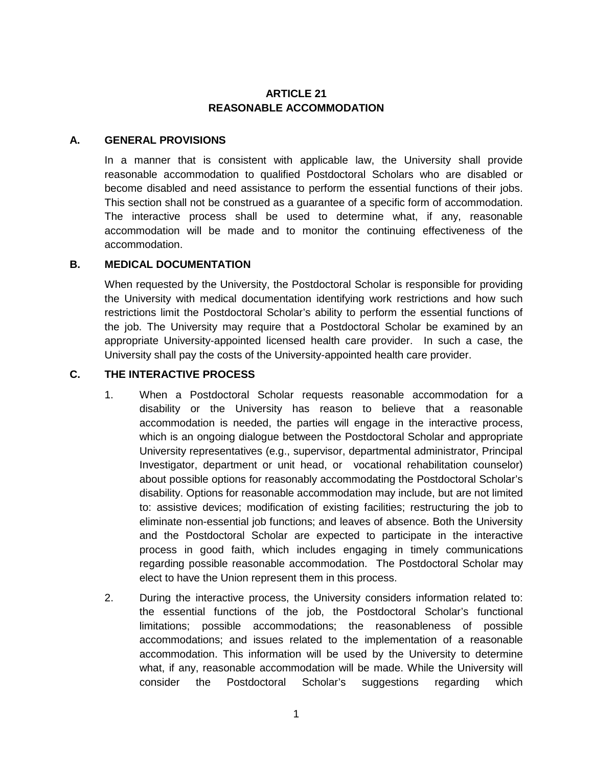# ARTICLE 21
# REASONABLE ACCOMMODATION

## A. GENERAL PROVISIONS

In a manner that is consistent with applicable law, the University shall provide reasonable accommodation to qualified Postdoctoral Scholars who are disabled or become disabled and need assistance to perform the essential functions of their jobs. This section shall not be construed as a guarantee of a specific form of accommodation. The interactive process shall be used to determine what, if any, reasonable accommodation will be made and to monitor the continuing effectiveness of the accommodation.

## B. MEDICAL DOCUMENTATION

When requested by the University, the Postdoctoral Scholar is responsible for providing the University with medical documentation identifying work restrictions and how such restrictions limit the Postdoctoral Scholar's ability to perform the essential functions of the job. The University may require that a Postdoctoral Scholar be examined by an appropriate University-appointed licensed health care provider. In such a case, the University shall pay the costs of the University-appointed health care provider.

## C. THE INTERACTIVE PROCESS

1. When a Postdoctoral Scholar requests reasonable accommodation for a disability or the University has reason to believe that a reasonable accommodation is needed, the parties will engage in the interactive process, which is an ongoing dialogue between the Postdoctoral Scholar and appropriate University representatives (e.g., supervisor, departmental administrator, Principal Investigator, department or unit head, or vocational rehabilitation counselor) about possible options for reasonably accommodating the Postdoctoral Scholar's disability. Options for reasonable accommodation may include, but are not limited to: assistive devices; modification of existing facilities; restructuring the job to eliminate non-essential job functions; and leaves of absence. Both the University and the Postdoctoral Scholar are expected to participate in the interactive process in good faith, which includes engaging in timely communications regarding possible reasonable accommodation. The Postdoctoral Scholar may elect to have the Union represent them in this process.

2. During the interactive process, the University considers information related to: the essential functions of the job, the Postdoctoral Scholar's functional limitations; possible accommodations; the reasonableness of possible accommodations; and issues related to the implementation of a reasonable accommodation. This information will be used by the University to determine what, if any, reasonable accommodation will be made. While the University will consider the Postdoctoral Scholar's suggestions regarding which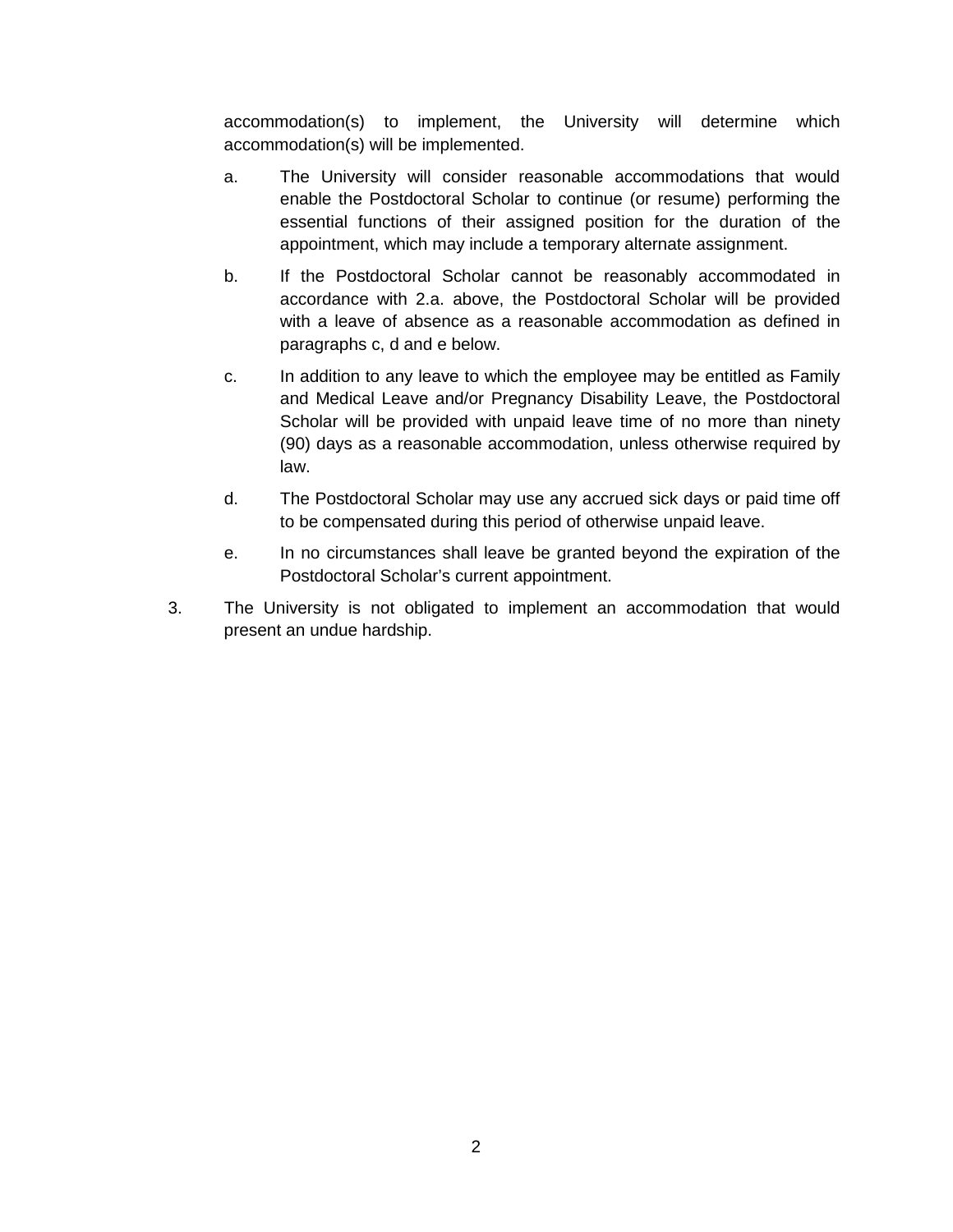accommodation(s) to implement, the University will determine which accommodation(s) will be implemented.

a. The University will consider reasonable accommodations that would enable the Postdoctoral Scholar to continue (or resume) performing the essential functions of their assigned position for the duration of the appointment, which may include a temporary alternate assignment.

b. If the Postdoctoral Scholar cannot be reasonably accommodated in accordance with 2.a. above, the Postdoctoral Scholar will be provided with a leave of absence as a reasonable accommodation as defined in paragraphs c, d and e below.

c. In addition to any leave to which the employee may be entitled as Family and Medical Leave and/or Pregnancy Disability Leave, the Postdoctoral Scholar will be provided with unpaid leave time of no more than ninety (90) days as a reasonable accommodation, unless otherwise required by law.

d. The Postdoctoral Scholar may use any accrued sick days or paid time off to be compensated during this period of otherwise unpaid leave.

e. In no circumstances shall leave be granted beyond the expiration of the Postdoctoral Scholar's current appointment.

3. The University is not obligated to implement an accommodation that would present an undue hardship.